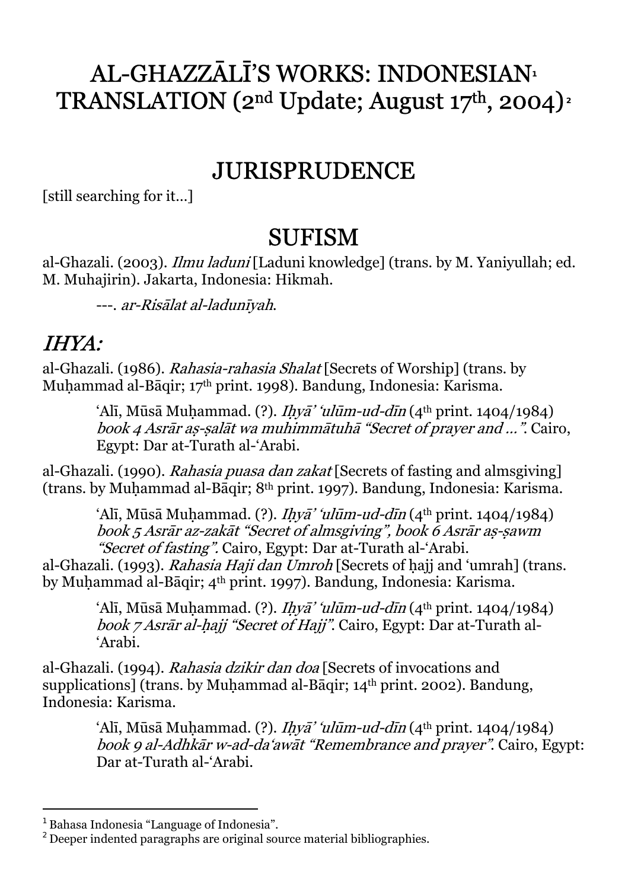# AL-GHAZZĀLĪ'S WORKS: INDONESIAN[1] TRANSLATION (2nd Update; August 17th, 2004)[2]

## JURISPRUDENCE

[still searching for it…]

## SUFISM

al-Ghazali. (2003). *Ilmu laduni* [Laduni knowledge] (trans. by M. Yaniyullah; ed. M. Muhajirin). Jakarta, Indonesia: Hikmah.

> ---. *ar-Risālat al-ladunīyah*.

### *IHYA:*

al-Ghazali. (1986). *Rahasia-rahasia Shalat* [Secrets of Worship] (trans. by Muḥammad al-Bāqir; 17th print. 1998). Bandung, Indonesia: Karisma.

> ʻAlī, Mūsā Muḥammad. (?). *Iḥyā' 'ulūm-ud-dīn* (4th print. 1404/1984) *book 4 Asrār aṣ-ṣalāt wa muhimmātuhā "Secret of prayer and …"*. Cairo, Egypt: Dar at-Turath al-'Arabi.

al-Ghazali. (1990). *Rahasia puasa dan zakat* [Secrets of fasting and almsgiving] (trans. by Muḥammad al-Bāqir; 8th print. 1997). Bandung, Indonesia: Karisma.

> ʻAlī, Mūsā Muḥammad. (?). *Iḥyā' 'ulūm-ud-dīn* (4th print. 1404/1984) *book 5 Asrār az-zakāt "Secret of almsgiving", book 6 Asrār aṣ-ṣawm "Secret of fasting".* Cairo, Egypt: Dar at-Turath al-'Arabi.

al-Ghazali. (1993). *Rahasia Haji dan Umroh* [Secrets of ḥajj and 'umrah] (trans. by Muḥammad al-Bāqir; 4th print. 1997). Bandung, Indonesia: Karisma.

> ʻAlī, Mūsā Muḥammad. (?). *Iḥyā' 'ulūm-ud-dīn* (4th print. 1404/1984) *book 7 Asrār al-ḥajj "Secret of Hajj"*. Cairo, Egypt: Dar at-Turath al-'Arabi.

al-Ghazali. (1994). *Rahasia dzikir dan doa* [Secrets of invocations and supplications] (trans. by Muḥammad al-Bāqir; 14th print. 2002). Bandung, Indonesia: Karisma.

> ʻAlī, Mūsā Muḥammad. (?). *Iḥyā' 'ulūm-ud-dīn* (4th print. 1404/1984) *book 9 al-Adhkār w-ad-da'awāt "Remembrance and prayer"*. Cairo, Egypt: Dar at-Turath al-'Arabi.

---

[1] Bahasa Indonesia "Language of Indonesia".

[2] Deeper indented paragraphs are original source material bibliographies.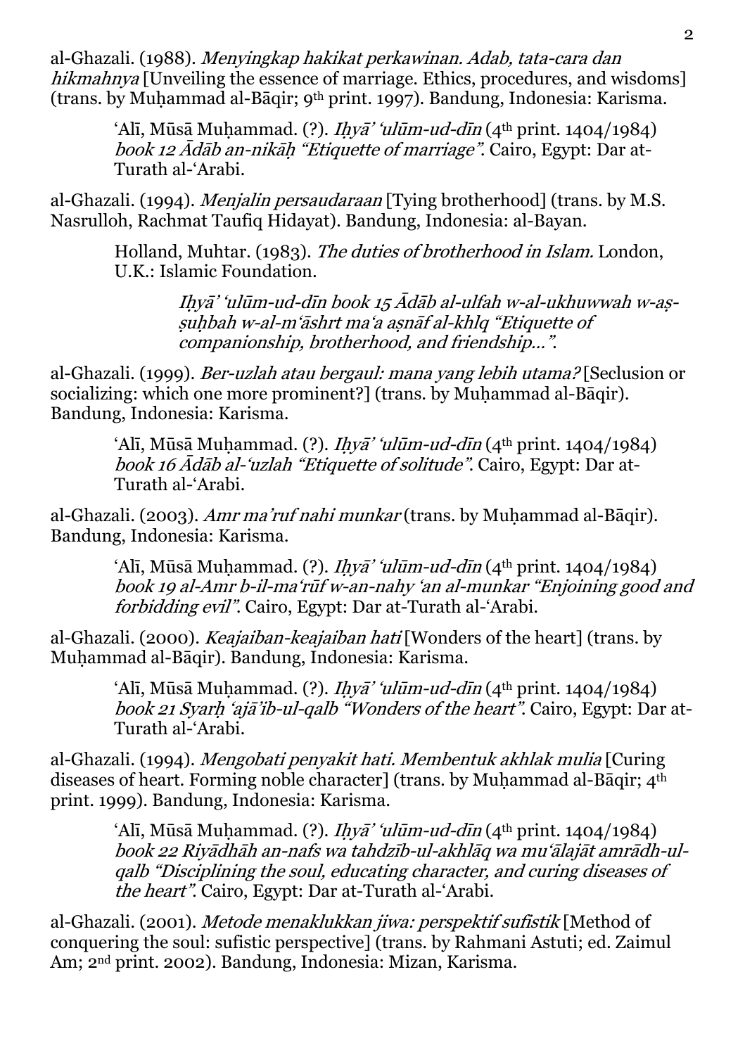al-Ghazali. (1988). *Menyingkap hakikat perkawinan. Adab, tata-cara dan hikmahnya* [Unveiling the essence of marriage. Ethics, procedures, and wisdoms] (trans. by Muḥammad al-Bāqir; 9th print. 1997). Bandung, Indonesia: Karisma.

> ʻAlī, Mūsā Muḥammad. (?). *Iḥyā' ʻulūm-ud-dīn* (4th print. 1404/1984) *book 12 Ādāb an-nikāḥ "Etiquette of marriage"*. Cairo, Egypt: Dar at-Turath al-ʻArabi.

al-Ghazali. (1994). *Menjalin persaudaraan* [Tying brotherhood] (trans. by M.S. Nasrulloh, Rachmat Taufiq Hidayat). Bandung, Indonesia: al-Bayan.

> Holland, Muhtar. (1983). *The duties of brotherhood in Islam.* London, U.K.: Islamic Foundation.
>
> > *Iḥyā' ʻulūm-ud-dīn book 15 Ādāb al-ulfah w-al-ukhuwwah w-aṣ-ṣuḥbah w-al-mʻāshrt maʻa aṣnāf al-khlq "Etiquette of companionship, brotherhood, and friendship…".*

al-Ghazali. (1999). *Ber-uzlah atau bergaul: mana yang lebih utama?* [Seclusion or socializing: which one more prominent?] (trans. by Muḥammad al-Bāqir). Bandung, Indonesia: Karisma.

> ʻAlī, Mūsā Muḥammad. (?). *Iḥyā' ʻulūm-ud-dīn* (4th print. 1404/1984) *book 16 Ādāb al-ʻuzlah "Etiquette of solitude"*. Cairo, Egypt: Dar at-Turath al-ʻArabi.

al-Ghazali. (2003). *Amr ma'ruf nahi munkar* (trans. by Muḥammad al-Bāqir). Bandung, Indonesia: Karisma.

> ʻAlī, Mūsā Muḥammad. (?). *Iḥyā' ʻulūm-ud-dīn* (4th print. 1404/1984) *book 19 al-Amr b-il-maʻrūf w-an-nahy ʻan al-munkar "Enjoining good and forbidding evil"*. Cairo, Egypt: Dar at-Turath al-ʻArabi.

al-Ghazali. (2000). *Keajaiban-keajaiban hati* [Wonders of the heart] (trans. by Muḥammad al-Bāqir). Bandung, Indonesia: Karisma.

> ʻAlī, Mūsā Muḥammad. (?). *Iḥyā' ʻulūm-ud-dīn* (4th print. 1404/1984) *book 21 Syarḥ ʻajā'ib-ul-qalb "Wonders of the heart"*. Cairo, Egypt: Dar at-Turath al-ʻArabi.

al-Ghazali. (1994). *Mengobati penyakit hati. Membentuk akhlak mulia* [Curing diseases of heart. Forming noble character] (trans. by Muḥammad al-Bāqir; 4th print. 1999). Bandung, Indonesia: Karisma.

> ʻAlī, Mūsā Muḥammad. (?). *Iḥyā' ʻulūm-ud-dīn* (4th print. 1404/1984) *book 22 Riyādhāh an-nafs wa tahdzīb-ul-akhlāq wa muʻālajāt amrādh-ul-qalb "Disciplining the soul, educating character, and curing diseases of the heart"*. Cairo, Egypt: Dar at-Turath al-ʻArabi.

al-Ghazali. (2001). *Metode menaklukkan jiwa: perspektif sufistik* [Method of conquering the soul: sufistic perspective] (trans. by Rahmani Astuti; ed. Zaimul Am; 2nd print. 2002). Bandung, Indonesia: Mizan, Karisma.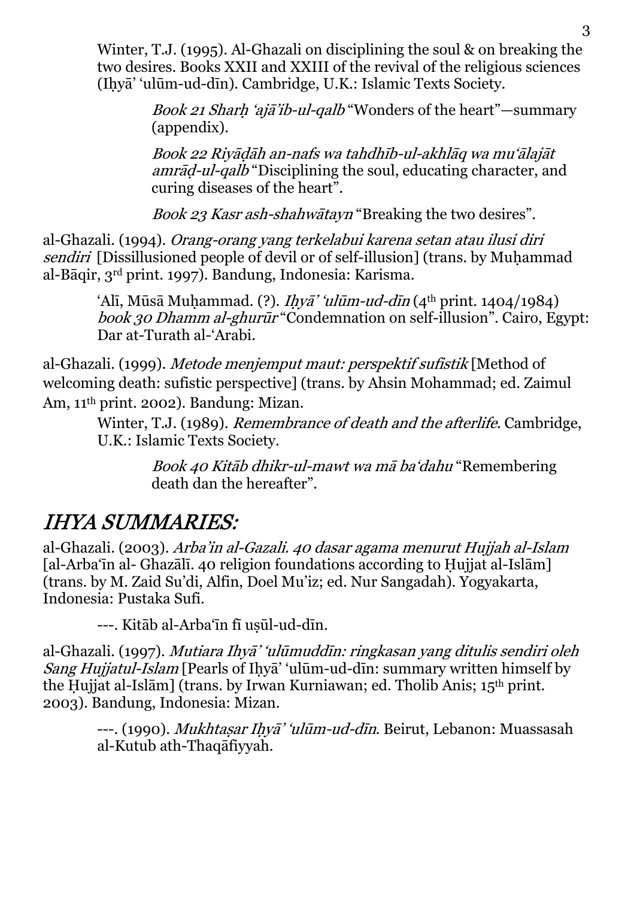Winter, T.J. (1995). Al-Ghazali on disciplining the soul & on breaking the two desires. Books XXII and XXIII of the revival of the religious sciences (Iḥyā' 'ulūm-ud-dīn). Cambridge, U.K.: Islamic Texts Society.

*Book 21 Sharḥ 'ajā'ib-ul-qalb* "Wonders of the heart"—summary (appendix).

*Book 22 Riyāḍāh an-nafs wa tahdhīb-ul-akhlāq wa mu'ālajāt amrāḍ-ul-qalb* "Disciplining the soul, educating character, and curing diseases of the heart".

*Book 23 Kasr ash-shahwātayn* "Breaking the two desires".

al-Ghazali. (1994). *Orang-orang yang terkelabui karena setan atau ilusi diri sendiri* [Dissillusioned people of devil or of self-illusion] (trans. by Muḥammad al-Bāqir, 3rd print. 1997). Bandung, Indonesia: Karisma.

'Alī, Mūsā Muḥammad. (?). *Iḥyā' 'ulūm-ud-dīn* (4th print. 1404/1984) *book 30 Dhamm al-ghurūr* "Condemnation on self-illusion". Cairo, Egypt: Dar at-Turath al-'Arabi.

al-Ghazali. (1999). *Metode menjemput maut: perspektif sufistik* [Method of welcoming death: sufistic perspective] (trans. by Ahsin Mohammad; ed. Zaimul Am, 11th print. 2002). Bandung: Mizan.

Winter, T.J. (1989). *Remembrance of death and the afterlife.* Cambridge, U.K.: Islamic Texts Society.

*Book 40 Kitāb dhikr-ul-mawt wa mā ba'dahu* "Remembering death dan the hereafter".

## IHYA SUMMARIES:

al-Ghazali. (2003). *Arba'in al-Gazali. 40 dasar agama menurut Hujjah al-Islam* [al-Arba'īn al- Ghazālī. 40 religion foundations according to Ḥujjat al-Islām] (trans. by M. Zaid Su'di, Alfin, Doel Mu'iz; ed. Nur Sangadah). Yogyakarta, Indonesia: Pustaka Sufi.

---. Kitāb al-Arba'īn fī uṣūl-ud-dīn.

al-Ghazali. (1997). *Mutiara Ihyā' 'ulūmuddīn: ringkasan yang ditulis sendiri oleh Sang Hujjatul-Islam* [Pearls of Iḥyā' 'ulūm-ud-dīn: summary written himself by the Ḥujjat al-Islām] (trans. by Irwan Kurniawan; ed. Tholib Anis; 15th print. 2003). Bandung, Indonesia: Mizan.

---. (1990). *Mukhtaṣar Iḥyā' 'ulūm-ud-dīn*. Beirut, Lebanon: Muassasah al-Kutub ath-Thaqāfiyyah.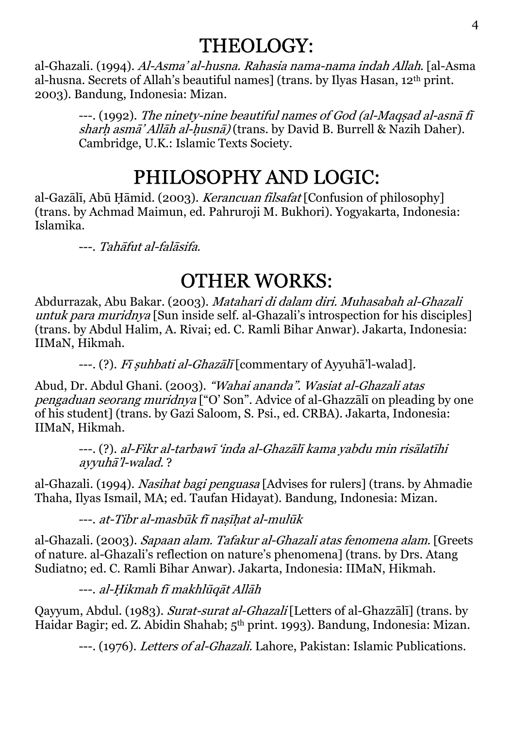# THEOLOGY:

al-Ghazali. (1994). *Al-Asma' al-husna. Rahasia nama-nama indah Allah.* [al-Asma al-husna. Secrets of Allah's beautiful names] (trans. by Ilyas Hasan, 12th print. 2003). Bandung, Indonesia: Mizan.

> ---. (1992). *The ninety-nine beautiful names of God (al-Maqṣad al-asnā fī sharḥ asmā' Allāh al-ḥusnā)* (trans. by David B. Burrell & Nazih Daher). Cambridge, U.K.: Islamic Texts Society.

# PHILOSOPHY AND LOGIC:

al-Gazālī, Abū Ḥāmid. (2003). *Kerancuan filsafat* [Confusion of philosophy] (trans. by Achmad Maimun, ed. Pahruroji M. Bukhori). Yogyakarta, Indonesia: Islamika.

> ---. *Tahāfut al-falāsifa.*

# OTHER WORKS:

Abdurrazak, Abu Bakar. (2003). *Matahari di dalam diri. Muhasabah al-Ghazali untuk para muridnya* [Sun inside self. al-Ghazali's introspection for his disciples] (trans. by Abdul Halim, A. Rivai; ed. C. Ramli Bihar Anwar). Jakarta, Indonesia: IIMaN, Hikmah.

> ---. (?). *Fī ṣuhbati al-Ghazālī* [commentary of Ayyuhā'l-walad].

Abud, Dr. Abdul Ghani. (2003). *"Wahai ananda". Wasiat al-Ghazali atas pengaduan seorang muridnya* ["O' Son". Advice of al-Ghazzālī on pleading by one of his student] (trans. by Gazi Saloom, S. Psi., ed. CRBA). Jakarta, Indonesia: IIMaN, Hikmah.

> ---. (?). *al-Fikr al-tarbawī 'inda al-Ghazālī kama yabdu min risālatīhi ayyuhā'l-walad.* ?

al-Ghazali. (1994). *Nasihat bagi penguasa* [Advises for rulers] (trans. by Ahmadie Thaha, Ilyas Ismail, MA; ed. Taufan Hidayat). Bandung, Indonesia: Mizan.

> ---. *at-Tibr al-masbūk fī naṣīḥat al-mulūk*

al-Ghazali. (2003). *Sapaan alam. Tafakur al-Ghazali atas fenomena alam.* [Greets of nature. al-Ghazali's reflection on nature's phenomena] (trans. by Drs. Atang Sudiatno; ed. C. Ramli Bihar Anwar). Jakarta, Indonesia: IIMaN, Hikmah.

> ---. *al-Ḥikmah fī makhlūqāt Allāh*

Qayyum, Abdul. (1983). *Surat-surat al-Ghazali* [Letters of al-Ghazzālī] (trans. by Haidar Bagir; ed. Z. Abidin Shahab; 5th print. 1993). Bandung, Indonesia: Mizan.

> ---. (1976). *Letters of al-Ghazali.* Lahore, Pakistan: Islamic Publications.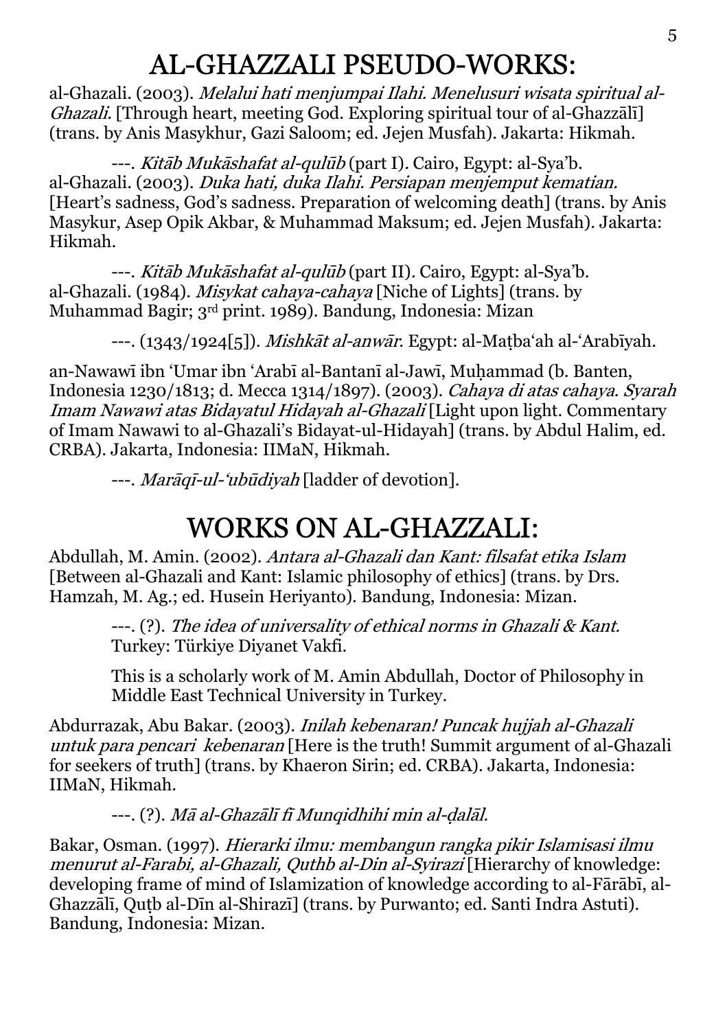# AL-GHAZZALI PSEUDO-WORKS:

al-Ghazali. (2003). *Melalui hati menjumpai Ilahi. Menelusuri wisata spiritual al-Ghazali.* [Through heart, meeting God. Exploring spiritual tour of al-Ghazzālī] (trans. by Anis Masykhur, Gazi Saloom; ed. Jejen Musfah). Jakarta: Hikmah.

---. *Kitāb Mukāshafat al-qulūb* (part I). Cairo, Egypt: al-Sya'b.

al-Ghazali. (2003). *Duka hati, duka Ilahi. Persiapan menjemput kematian.* [Heart's sadness, God's sadness. Preparation of welcoming death] (trans. by Anis Masykur, Asep Opik Akbar, & Muhammad Maksum; ed. Jejen Musfah). Jakarta: Hikmah.

---. *Kitāb Mukāshafat al-qulūb* (part II). Cairo, Egypt: al-Sya'b.

al-Ghazali. (1984). *Misykat cahaya-cahaya* [Niche of Lights] (trans. by Muhammad Bagir; 3rd print. 1989). Bandung, Indonesia: Mizan

---. (1343/1924[5]). *Mishkāt al-anwār*. Egypt: al-Maṭba'ah al-'Arabīyah.

an-Nawawī ibn 'Umar ibn 'Arabī al-Bantanī al-Jawī, Muḥammad (b. Banten, Indonesia 1230/1813; d. Mecca 1314/1897). (2003). *Cahaya di atas cahaya. Syarah Imam Nawawi atas Bidayatul Hidayah al-Ghazali* [Light upon light. Commentary of Imam Nawawi to al-Ghazali's Bidayat-ul-Hidayah] (trans. by Abdul Halim, ed. CRBA). Jakarta, Indonesia: IIMaN, Hikmah.

---. *Marāqī-ul-'ubūdiyah* [ladder of devotion].

# WORKS ON AL-GHAZZALI:

Abdullah, M. Amin. (2002). *Antara al-Ghazali dan Kant: filsafat etika Islam* [Between al-Ghazali and Kant: Islamic philosophy of ethics] (trans. by Drs. Hamzah, M. Ag.; ed. Husein Heriyanto). Bandung, Indonesia: Mizan.

---. (?). *The idea of universality of ethical norms in Ghazali & Kant.* Turkey: Türkiye Diyanet Vakfi.

This is a scholarly work of M. Amin Abdullah, Doctor of Philosophy in Middle East Technical University in Turkey.

Abdurrazak, Abu Bakar. (2003). *Inilah kebenaran! Puncak hujjah al-Ghazali untuk para pencari kebenaran* [Here is the truth! Summit argument of al-Ghazali for seekers of truth] (trans. by Khaeron Sirin; ed. CRBA). Jakarta, Indonesia: IIMaN, Hikmah.

---. (?). *Mā al-Ghazālī fī Munqidhihi min al-ḍalāl.*

Bakar, Osman. (1997). *Hierarki ilmu: membangun rangka pikir Islamisasi ilmu menurut al-Farabi, al-Ghazali, Quthb al-Din al-Syirazi* [Hierarchy of knowledge: developing frame of mind of Islamization of knowledge according to al-Fārābī, al-Ghazzālī, Quṭb al-Dīn al-Shirazī] (trans. by Purwanto; ed. Santi Indra Astuti). Bandung, Indonesia: Mizan.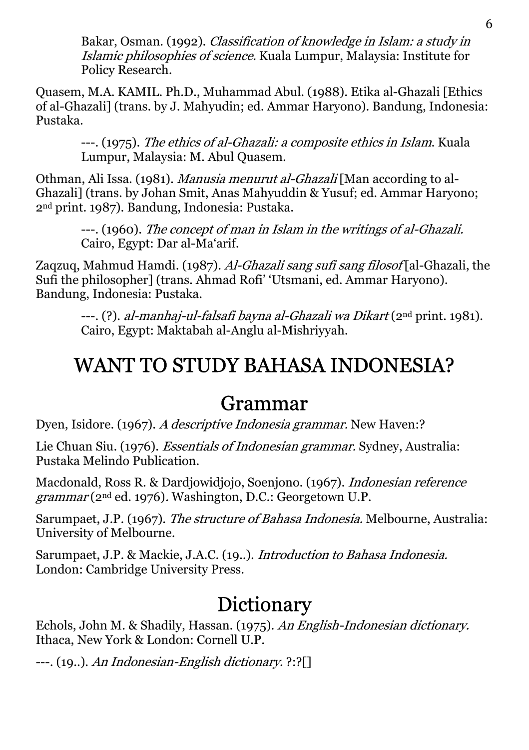Bakar, Osman. (1992). *Classification of knowledge in Islam: a study in Islamic philosophies of science.* Kuala Lumpur, Malaysia: Institute for Policy Research.

Quasem, M.A. KAMIL. Ph.D., Muhammad Abul. (1988). Etika al-Ghazali [Ethics of al-Ghazali] (trans. by J. Mahyudin; ed. Ammar Haryono). Bandung, Indonesia: Pustaka.

---. (1975). *The ethics of al-Ghazali: a composite ethics in Islam*. Kuala Lumpur, Malaysia: M. Abul Quasem.

Othman, Ali Issa. (1981). *Manusia menurut al-Ghazali* [Man according to al-Ghazali] (trans. by Johan Smit, Anas Mahyuddin & Yusuf; ed. Ammar Haryono; 2nd print. 1987). Bandung, Indonesia: Pustaka.

---. (1960). *The concept of man in Islam in the writings of al-Ghazali.* Cairo, Egypt: Dar al-Ma'arif.

Zaqzuq, Mahmud Hamdi. (1987). *Al-Ghazali sang sufi sang filosof* [al-Ghazali, the Sufi the philosopher] (trans. Ahmad Rofi' 'Utsmani, ed. Ammar Haryono). Bandung, Indonesia: Pustaka.

---. (?). *al-manhaj-ul-falsafi bayna al-Ghazali wa Dikart* (2nd print. 1981). Cairo, Egypt: Maktabah al-Anglu al-Mishriyyah.

# WANT TO STUDY BAHASA INDONESIA?

## Grammar

Dyen, Isidore. (1967). *A descriptive Indonesia grammar.* New Haven:?

Lie Chuan Siu. (1976). *Essentials of Indonesian grammar.* Sydney, Australia: Pustaka Melindo Publication.

Macdonald, Ross R. & Dardjowidjojo, Soenjono. (1967). *Indonesian reference grammar* (2nd ed. 1976). Washington, D.C.: Georgetown U.P.

Sarumpaet, J.P. (1967). *The structure of Bahasa Indonesia.* Melbourne, Australia: University of Melbourne.

Sarumpaet, J.P. & Mackie, J.A.C. (19..). *Introduction to Bahasa Indonesia.* London: Cambridge University Press.

## Dictionary

Echols, John M. & Shadily, Hassan. (1975). *An English-Indonesian dictionary.* Ithaca, New York & London: Cornell U.P.

---. (19..). *An Indonesian-English dictionary.* ?:?[]